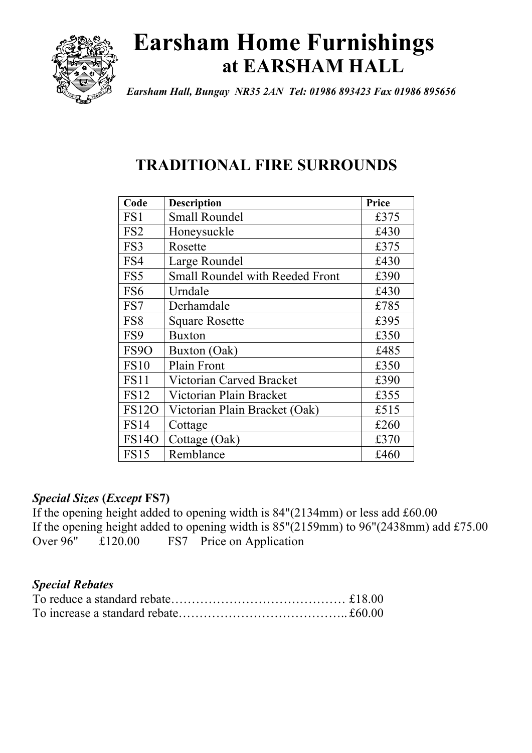# Earsham Home Furnishings
## at EARSHAM HALL

*Earsham Hall, Bungay NR35 2AN Tel: 01986 893423 Fax 01986 895656*

## TRADITIONAL FIRE SURROUNDS

| Code | Description | Price |
|---|---|---|
| FS1 | Small Roundel | £375 |
| FS2 | Honeysuckle | £430 |
| FS3 | Rosette | £375 |
| FS4 | Large Roundel | £430 |
| FS5 | Small Roundel with Reeded Front | £390 |
| FS6 | Urndale | £430 |
| FS7 | Derhamdale | £785 |
| FS8 | Square Rosette | £395 |
| FS9 | Buxton | £350 |
| FS9O | Buxton (Oak) | £485 |
| FS10 | Plain Front | £350 |
| FS11 | Victorian Carved Bracket | £390 |
| FS12 | Victorian Plain Bracket | £355 |
| FS12O | Victorian Plain Bracket (Oak) | £515 |
| FS14 | Cottage | £260 |
| FS14O | Cottage (Oak) | £370 |
| FS15 | Remblance | £460 |

***Special Sizes* (*Except* FS7)**

If the opening height added to opening width is 84"(2134mm) or less add £60.00
If the opening height added to opening width is 85"(2159mm) to 96"(2438mm) add £75.00
Over 96" £120.00 FS7 Price on Application

***Special Rebates***

To reduce a standard rebate…………………………………… £18.00
To increase a standard rebate………………………………….. £60.00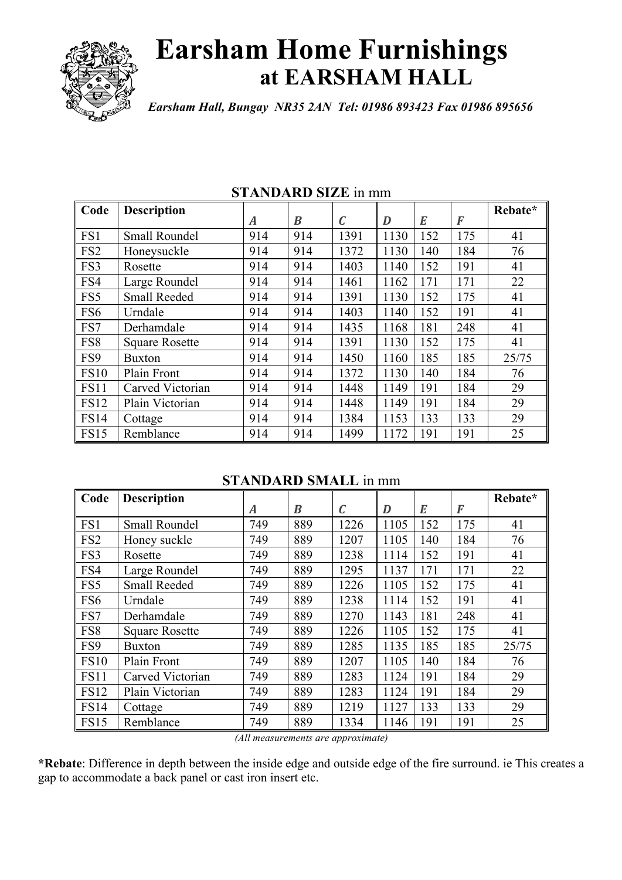# Earsham Home Furnishings
## at EARSHAM HALL

*Earsham Hall, Bungay NR35 2AN Tel: 01986 893423 Fax 01986 895656*

### **STANDARD SIZE** in mm

| Code | Description | *A* | *B* | *C* | *D* | *E* | *F* | Rebate* |
|---|---|---|---|---|---|---|---|---|
| FS1 | Small Roundel | 914 | 914 | 1391 | 1130 | 152 | 175 | 41 |
| FS2 | Honeysuckle | 914 | 914 | 1372 | 1130 | 140 | 184 | 76 |
| FS3 | Rosette | 914 | 914 | 1403 | 1140 | 152 | 191 | 41 |
| FS4 | Large Roundel | 914 | 914 | 1461 | 1162 | 171 | 171 | 22 |
| FS5 | Small Reeded | 914 | 914 | 1391 | 1130 | 152 | 175 | 41 |
| FS6 | Urndale | 914 | 914 | 1403 | 1140 | 152 | 191 | 41 |
| FS7 | Derhamdale | 914 | 914 | 1435 | 1168 | 181 | 248 | 41 |
| FS8 | Square Rosette | 914 | 914 | 1391 | 1130 | 152 | 175 | 41 |
| FS9 | Buxton | 914 | 914 | 1450 | 1160 | 185 | 185 | 25/75 |
| FS10 | Plain Front | 914 | 914 | 1372 | 1130 | 140 | 184 | 76 |
| FS11 | Carved Victorian | 914 | 914 | 1448 | 1149 | 191 | 184 | 29 |
| FS12 | Plain Victorian | 914 | 914 | 1448 | 1149 | 191 | 184 | 29 |
| FS14 | Cottage | 914 | 914 | 1384 | 1153 | 133 | 133 | 29 |
| FS15 | Remblance | 914 | 914 | 1499 | 1172 | 191 | 191 | 25 |

### **STANDARD SMALL** in mm

| Code | Description | *A* | *B* | *C* | *D* | *E* | *F* | Rebate* |
|---|---|---|---|---|---|---|---|---|
| FS1 | Small Roundel | 749 | 889 | 1226 | 1105 | 152 | 175 | 41 |
| FS2 | Honey suckle | 749 | 889 | 1207 | 1105 | 140 | 184 | 76 |
| FS3 | Rosette | 749 | 889 | 1238 | 1114 | 152 | 191 | 41 |
| FS4 | Large Roundel | 749 | 889 | 1295 | 1137 | 171 | 171 | 22 |
| FS5 | Small Reeded | 749 | 889 | 1226 | 1105 | 152 | 175 | 41 |
| FS6 | Urndale | 749 | 889 | 1238 | 1114 | 152 | 191 | 41 |
| FS7 | Derhamdale | 749 | 889 | 1270 | 1143 | 181 | 248 | 41 |
| FS8 | Square Rosette | 749 | 889 | 1226 | 1105 | 152 | 175 | 41 |
| FS9 | Buxton | 749 | 889 | 1285 | 1135 | 185 | 185 | 25/75 |
| FS10 | Plain Front | 749 | 889 | 1207 | 1105 | 140 | 184 | 76 |
| FS11 | Carved Victorian | 749 | 889 | 1283 | 1124 | 191 | 184 | 29 |
| FS12 | Plain Victorian | 749 | 889 | 1283 | 1124 | 191 | 184 | 29 |
| FS14 | Cottage | 749 | 889 | 1219 | 1127 | 133 | 133 | 29 |
| FS15 | Remblance | 749 | 889 | 1334 | 1146 | 191 | 191 | 25 |

*(All measurements are approximate)*

***Rebate**: Difference in depth between the inside edge and outside edge of the fire surround. ie This creates a gap to accommodate a back panel or cast iron insert etc.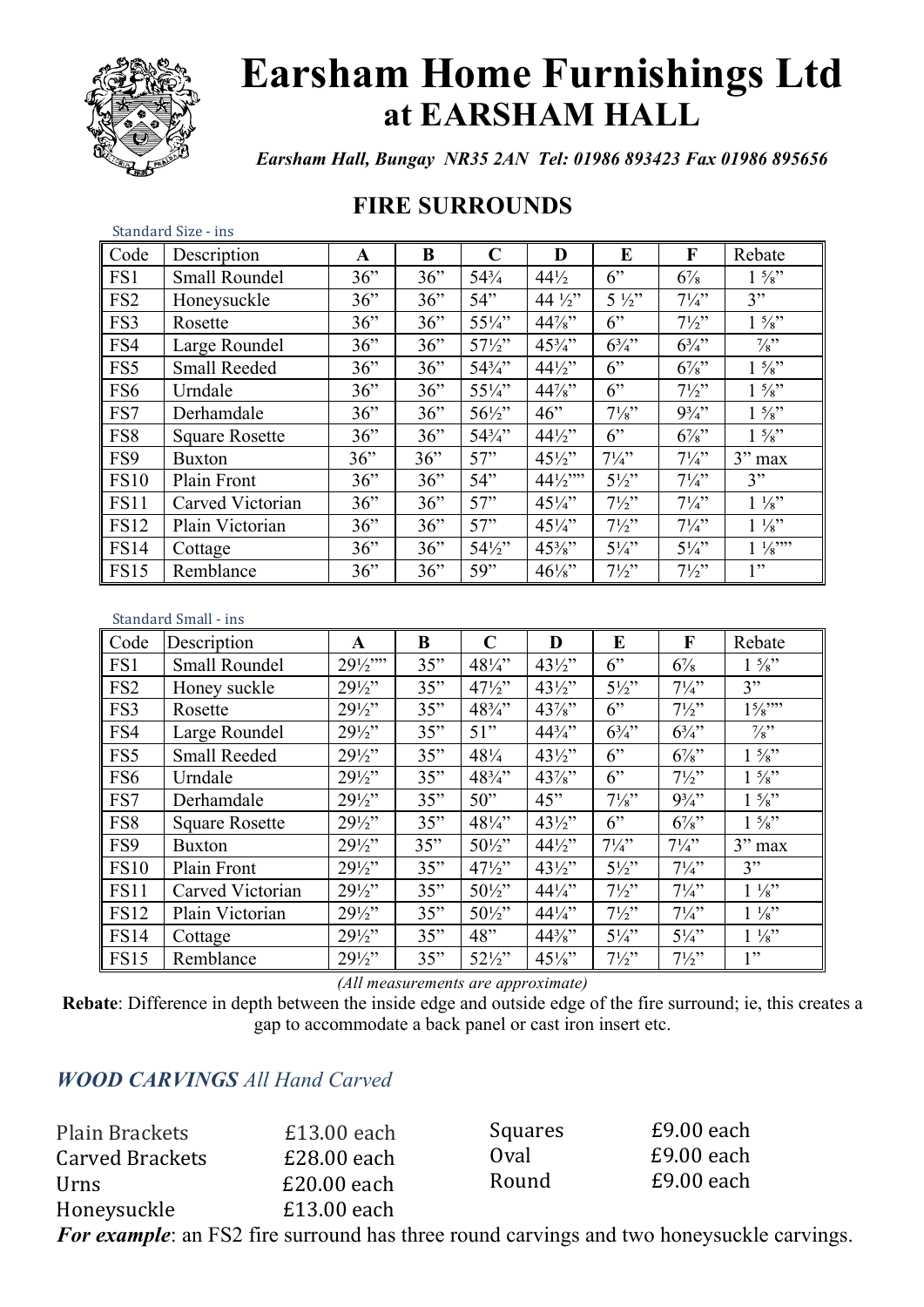# Earsham Home Furnishings Ltd
## at EARSHAM HALL

*Earsham Hall, Bungay NR35 2AN Tel: 01986 893423 Fax 01986 895656*

## FIRE SURROUNDS

Standard Size - ins

| Code | Description | A | B | C | D | E | F | Rebate |
|---|---|---|---|---|---|---|---|---|
| FS1 | Small Roundel | 36” | 36” | 54¾ | 44½ | 6” | 6⅞ | 1 ⅝” |
| FS2 | Honeysuckle | 36” | 36” | 54” | 44 ½” | 5 ½” | 7¼” | 3” |
| FS3 | Rosette | 36” | 36” | 55¼” | 44⅞” | 6” | 7½” | 1 ⅝” |
| FS4 | Large Roundel | 36” | 36” | 57½” | 45¾” | 6¾” | 6¾” | ⅞” |
| FS5 | Small Reeded | 36” | 36” | 54¾” | 44½” | 6” | 6⅞” | 1 ⅝” |
| FS6 | Urndale | 36” | 36” | 55¼” | 44⅞” | 6” | 7½” | 1 ⅝” |
| FS7 | Derhamdale | 36” | 36” | 56½” | 46” | 7⅛” | 9¾” | 1 ⅝” |
| FS8 | Square Rosette | 36” | 36” | 54¾” | 44½” | 6” | 6⅞” | 1 ⅝” |
| FS9 | Buxton | 36” | 36” | 57” | 45½” | 7¼” | 7¼” | 3” max |
| FS10 | Plain Front | 36” | 36” | 54” | 44½”” | 5½” | 7¼” | 3” |
| FS11 | Carved Victorian | 36” | 36” | 57” | 45¼” | 7½” | 7¼” | 1 ⅛” |
| FS12 | Plain Victorian | 36” | 36” | 57” | 45¼” | 7½” | 7¼” | 1 ⅛” |
| FS14 | Cottage | 36” | 36” | 54½” | 45⅜” | 5¼” | 5¼” | 1 ⅛”” |
| FS15 | Remblance | 36” | 36” | 59” | 46⅛” | 7½” | 7½” | 1” |

Standard Small - ins

| Code | Description | A | B | C | D | E | F | Rebate |
|---|---|---|---|---|---|---|---|---|
| FS1 | Small Roundel | 29½”” | 35” | 48¼” | 43½” | 6” | 6⅞ | 1 ⅝” |
| FS2 | Honey suckle | 29½” | 35” | 47½” | 43½” | 5½” | 7¼” | 3” |
| FS3 | Rosette | 29½” | 35” | 48¾” | 43⅞” | 6” | 7½” | 1⅝”” |
| FS4 | Large Roundel | 29½” | 35” | 51” | 44¾” | 6¾” | 6¾” | ⅞” |
| FS5 | Small Reeded | 29½” | 35” | 48¼ | 43½” | 6” | 6⅞” | 1 ⅝” |
| FS6 | Urndale | 29½” | 35” | 48¾” | 43⅞” | 6” | 7½” | 1 ⅝” |
| FS7 | Derhamdale | 29½” | 35” | 50” | 45” | 7⅛” | 9¾” | 1 ⅝” |
| FS8 | Square Rosette | 29½” | 35” | 48¼” | 43½” | 6” | 6⅞” | 1 ⅝” |
| FS9 | Buxton | 29½” | 35” | 50½” | 44½” | 7¼” | 7¼” | 3” max |
| FS10 | Plain Front | 29½” | 35” | 47½” | 43½” | 5½” | 7¼” | 3” |
| FS11 | Carved Victorian | 29½” | 35” | 50½” | 44¼” | 7½” | 7¼” | 1 ⅛” |
| FS12 | Plain Victorian | 29½” | 35” | 50½” | 44¼” | 7½” | 7¼” | 1 ⅛” |
| FS14 | Cottage | 29½” | 35” | 48” | 44⅜” | 5¼” | 5¼” | 1 ⅛” |
| FS15 | Remblance | 29½” | 35” | 52½” | 45⅛” | 7½” | 7½” | 1” |

*(All measurements are approximate)*

**Rebate**: Difference in depth between the inside edge and outside edge of the fire surround; ie, this creates a gap to accommodate a back panel or cast iron insert etc.

### *WOOD CARVINGS All Hand Carved*

| | | | |
|---|---|---|---|
| Plain Brackets | £13.00 each | Squares | £9.00 each |
| Carved Brackets | £28.00 each | Oval | £9.00 each |
| Urns | £20.00 each | Round | £9.00 each |
| Honeysuckle | £13.00 each | | |

***For example***: an FS2 fire surround has three round carvings and two honeysuckle carvings.